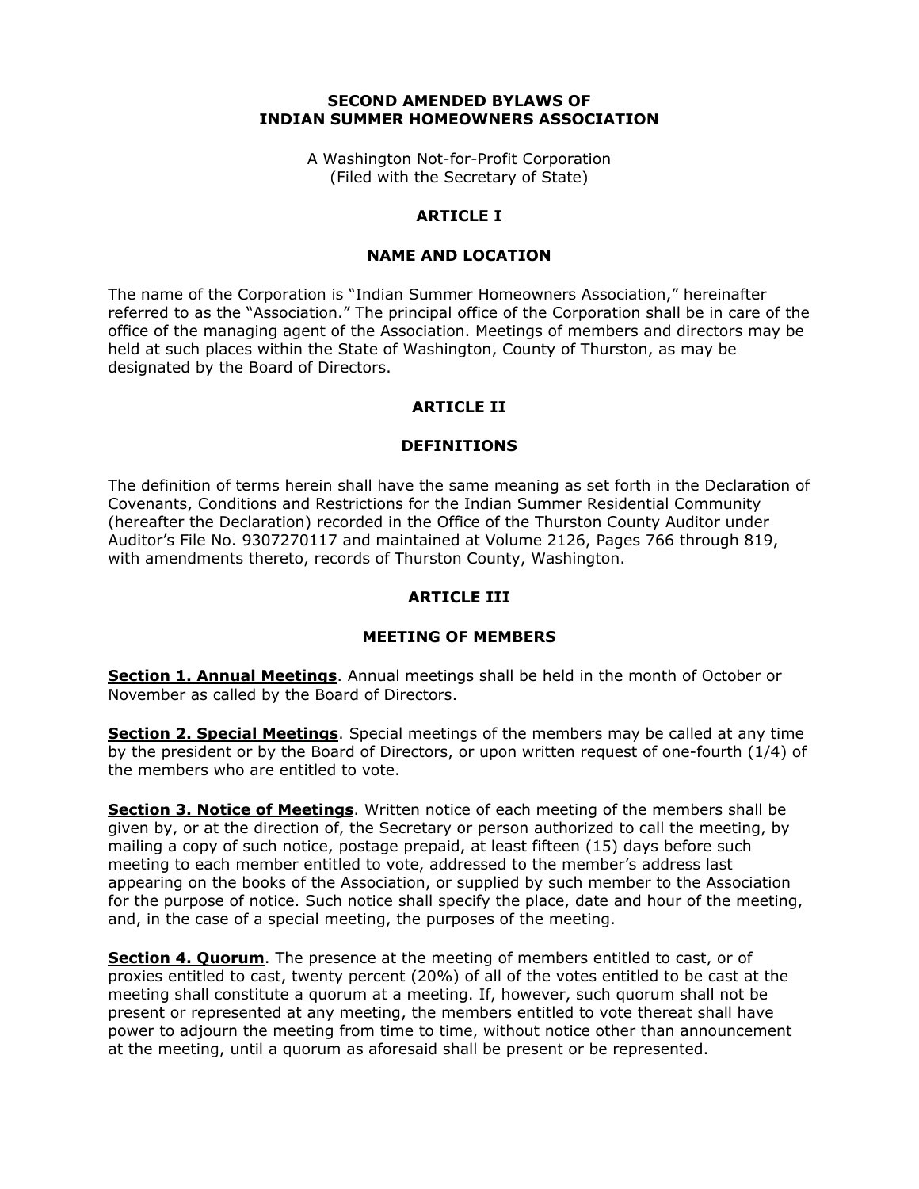# SECOND AMENDED BYLAWS OF INDIAN SUMMER HOMEOWNERS ASSOCIATION

A Washington Not-for-Profit Corporation
(Filed with the Secretary of State)

## ARTICLE I

## NAME AND LOCATION

The name of the Corporation is "Indian Summer Homeowners Association," hereinafter referred to as the "Association." The principal office of the Corporation shall be in care of the office of the managing agent of the Association. Meetings of members and directors may be held at such places within the State of Washington, County of Thurston, as may be designated by the Board of Directors.

## ARTICLE II

## DEFINITIONS

The definition of terms herein shall have the same meaning as set forth in the Declaration of Covenants, Conditions and Restrictions for the Indian Summer Residential Community (hereafter the Declaration) recorded in the Office of the Thurston County Auditor under Auditor's File No. 9307270117 and maintained at Volume 2126, Pages 766 through 819, with amendments thereto, records of Thurston County, Washington.

## ARTICLE III

## MEETING OF MEMBERS

**Section 1. Annual Meetings**. Annual meetings shall be held in the month of October or November as called by the Board of Directors.

**Section 2. Special Meetings**. Special meetings of the members may be called at any time by the president or by the Board of Directors, or upon written request of one-fourth (1/4) of the members who are entitled to vote.

**Section 3. Notice of Meetings**. Written notice of each meeting of the members shall be given by, or at the direction of, the Secretary or person authorized to call the meeting, by mailing a copy of such notice, postage prepaid, at least fifteen (15) days before such meeting to each member entitled to vote, addressed to the member's address last appearing on the books of the Association, or supplied by such member to the Association for the purpose of notice. Such notice shall specify the place, date and hour of the meeting, and, in the case of a special meeting, the purposes of the meeting.

**Section 4. Quorum**. The presence at the meeting of members entitled to cast, or of proxies entitled to cast, twenty percent (20%) of all of the votes entitled to be cast at the meeting shall constitute a quorum at a meeting. If, however, such quorum shall not be present or represented at any meeting, the members entitled to vote thereat shall have power to adjourn the meeting from time to time, without notice other than announcement at the meeting, until a quorum as aforesaid shall be present or be represented.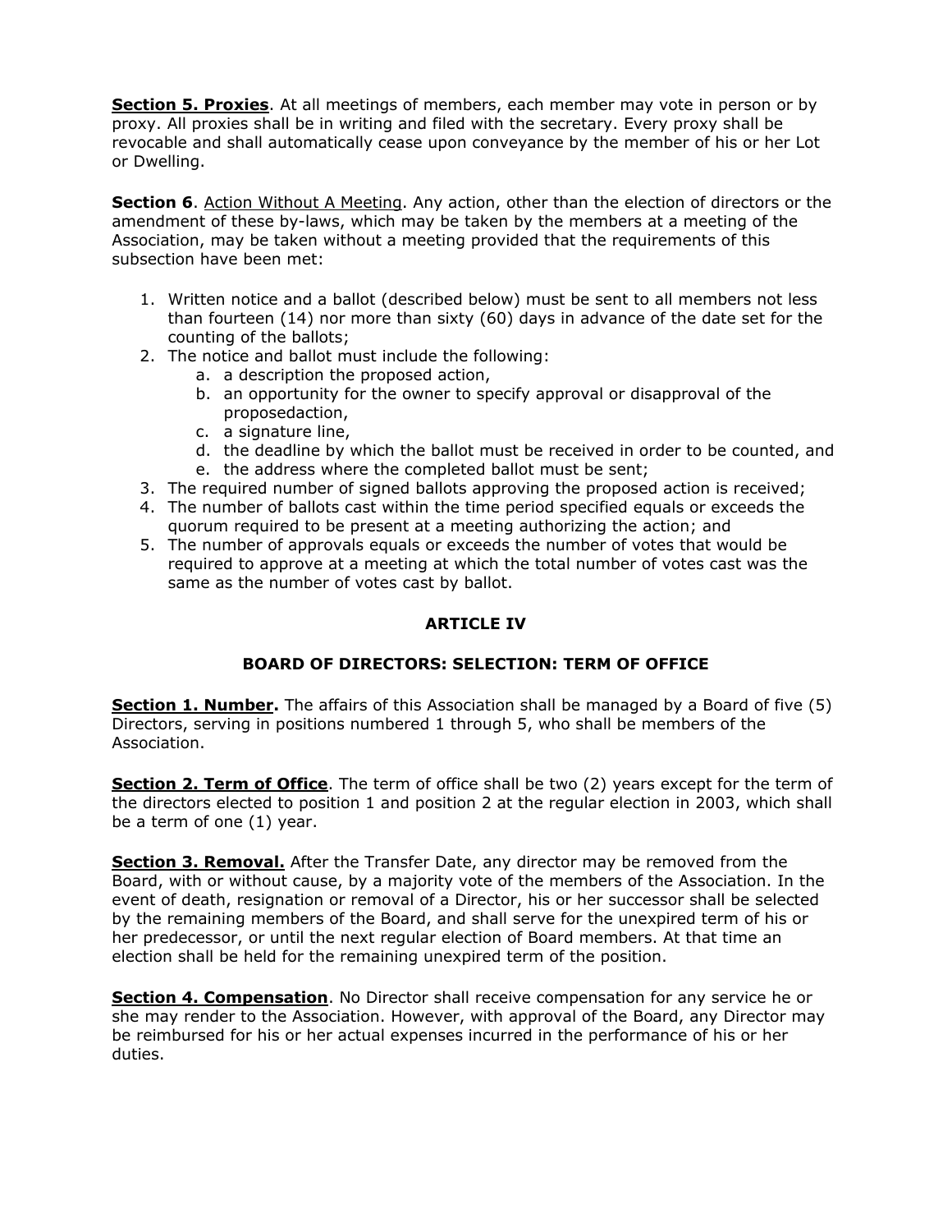**Section 5. Proxies**. At all meetings of members, each member may vote in person or by proxy. All proxies shall be in writing and filed with the secretary. Every proxy shall be revocable and shall automatically cease upon conveyance by the member of his or her Lot or Dwelling.

**Section 6**. Action Without A Meeting. Any action, other than the election of directors or the amendment of these by-laws, which may be taken by the members at a meeting of the Association, may be taken without a meeting provided that the requirements of this subsection have been met:

1. Written notice and a ballot (described below) must be sent to all members not less than fourteen (14) nor more than sixty (60) days in advance of the date set for the counting of the ballots;
2. The notice and ballot must include the following:
   a. a description the proposed action,
   b. an opportunity for the owner to specify approval or disapproval of the proposedaction,
   c. a signature line,
   d. the deadline by which the ballot must be received in order to be counted, and
   e. the address where the completed ballot must be sent;
3. The required number of signed ballots approving the proposed action is received;
4. The number of ballots cast within the time period specified equals or exceeds the quorum required to be present at a meeting authorizing the action; and
5. The number of approvals equals or exceeds the number of votes that would be required to approve at a meeting at which the total number of votes cast was the same as the number of votes cast by ballot.

## ARTICLE IV

## BOARD OF DIRECTORS: SELECTION: TERM OF OFFICE

**Section 1. Number.** The affairs of this Association shall be managed by a Board of five (5) Directors, serving in positions numbered 1 through 5, who shall be members of the Association.

**Section 2. Term of Office**. The term of office shall be two (2) years except for the term of the directors elected to position 1 and position 2 at the regular election in 2003, which shall be a term of one (1) year.

**Section 3. Removal.** After the Transfer Date, any director may be removed from the Board, with or without cause, by a majority vote of the members of the Association. In the event of death, resignation or removal of a Director, his or her successor shall be selected by the remaining members of the Board, and shall serve for the unexpired term of his or her predecessor, or until the next regular election of Board members. At that time an election shall be held for the remaining unexpired term of the position.

**Section 4. Compensation**. No Director shall receive compensation for any service he or she may render to the Association. However, with approval of the Board, any Director may be reimbursed for his or her actual expenses incurred in the performance of his or her duties.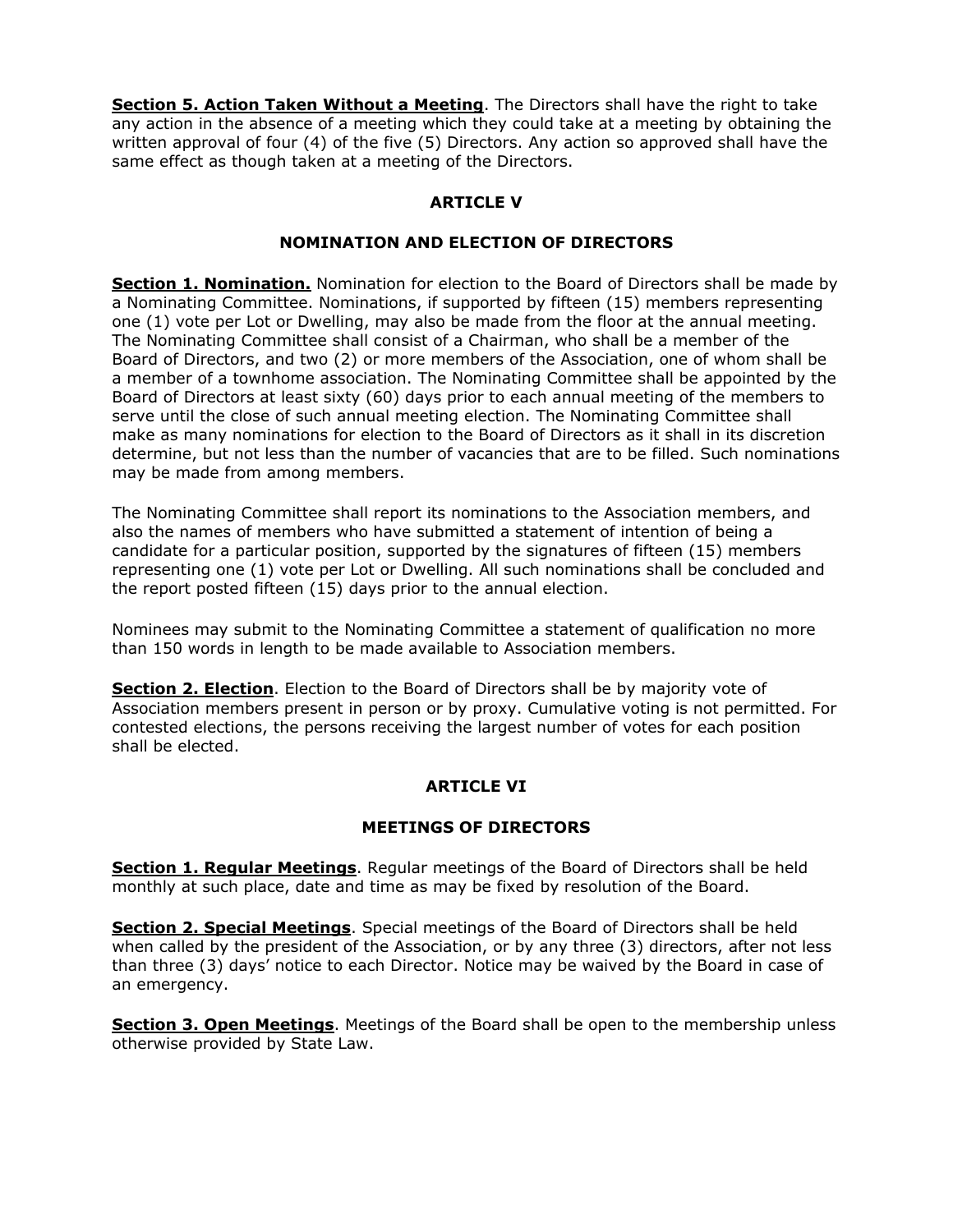**Section 5. Action Taken Without a Meeting**. The Directors shall have the right to take any action in the absence of a meeting which they could take at a meeting by obtaining the written approval of four (4) of the five (5) Directors. Any action so approved shall have the same effect as though taken at a meeting of the Directors.

## ARTICLE V

## NOMINATION AND ELECTION OF DIRECTORS

**Section 1. Nomination.** Nomination for election to the Board of Directors shall be made by a Nominating Committee. Nominations, if supported by fifteen (15) members representing one (1) vote per Lot or Dwelling, may also be made from the floor at the annual meeting. The Nominating Committee shall consist of a Chairman, who shall be a member of the Board of Directors, and two (2) or more members of the Association, one of whom shall be a member of a townhome association. The Nominating Committee shall be appointed by the Board of Directors at least sixty (60) days prior to each annual meeting of the members to serve until the close of such annual meeting election. The Nominating Committee shall make as many nominations for election to the Board of Directors as it shall in its discretion determine, but not less than the number of vacancies that are to be filled. Such nominations may be made from among members.

The Nominating Committee shall report its nominations to the Association members, and also the names of members who have submitted a statement of intention of being a candidate for a particular position, supported by the signatures of fifteen (15) members representing one (1) vote per Lot or Dwelling. All such nominations shall be concluded and the report posted fifteen (15) days prior to the annual election.

Nominees may submit to the Nominating Committee a statement of qualification no more than 150 words in length to be made available to Association members.

**Section 2. Election**. Election to the Board of Directors shall be by majority vote of Association members present in person or by proxy. Cumulative voting is not permitted. For contested elections, the persons receiving the largest number of votes for each position shall be elected.

## ARTICLE VI

## MEETINGS OF DIRECTORS

**Section 1. Regular Meetings**. Regular meetings of the Board of Directors shall be held monthly at such place, date and time as may be fixed by resolution of the Board.

**Section 2. Special Meetings**. Special meetings of the Board of Directors shall be held when called by the president of the Association, or by any three (3) directors, after not less than three (3) days' notice to each Director. Notice may be waived by the Board in case of an emergency.

**Section 3. Open Meetings**. Meetings of the Board shall be open to the membership unless otherwise provided by State Law.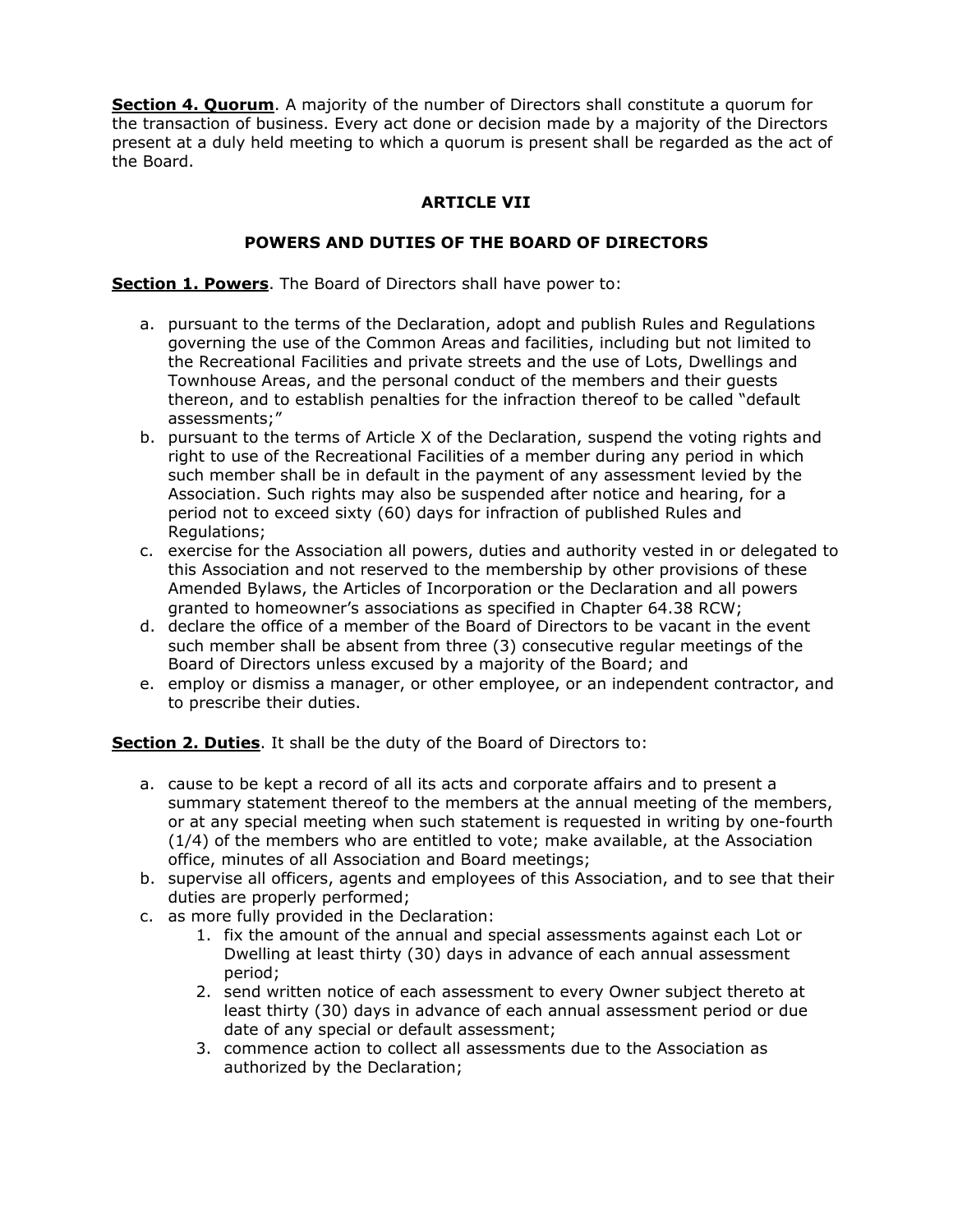**Section 4. Quorum**. A majority of the number of Directors shall constitute a quorum for the transaction of business. Every act done or decision made by a majority of the Directors present at a duly held meeting to which a quorum is present shall be regarded as the act of the Board.

## ARTICLE VII

## POWERS AND DUTIES OF THE BOARD OF DIRECTORS

**Section 1. Powers**. The Board of Directors shall have power to:

a. pursuant to the terms of the Declaration, adopt and publish Rules and Regulations governing the use of the Common Areas and facilities, including but not limited to the Recreational Facilities and private streets and the use of Lots, Dwellings and Townhouse Areas, and the personal conduct of the members and their guests thereon, and to establish penalties for the infraction thereof to be called "default assessments;"
b. pursuant to the terms of Article X of the Declaration, suspend the voting rights and right to use of the Recreational Facilities of a member during any period in which such member shall be in default in the payment of any assessment levied by the Association. Such rights may also be suspended after notice and hearing, for a period not to exceed sixty (60) days for infraction of published Rules and Regulations;
c. exercise for the Association all powers, duties and authority vested in or delegated to this Association and not reserved to the membership by other provisions of these Amended Bylaws, the Articles of Incorporation or the Declaration and all powers granted to homeowner's associations as specified in Chapter 64.38 RCW;
d. declare the office of a member of the Board of Directors to be vacant in the event such member shall be absent from three (3) consecutive regular meetings of the Board of Directors unless excused by a majority of the Board; and
e. employ or dismiss a manager, or other employee, or an independent contractor, and to prescribe their duties.

**Section 2. Duties**. It shall be the duty of the Board of Directors to:

a. cause to be kept a record of all its acts and corporate affairs and to present a summary statement thereof to the members at the annual meeting of the members, or at any special meeting when such statement is requested in writing by one-fourth (1/4) of the members who are entitled to vote; make available, at the Association office, minutes of all Association and Board meetings;
b. supervise all officers, agents and employees of this Association, and to see that their duties are properly performed;
c. as more fully provided in the Declaration:
    1. fix the amount of the annual and special assessments against each Lot or Dwelling at least thirty (30) days in advance of each annual assessment period;
    2. send written notice of each assessment to every Owner subject thereto at least thirty (30) days in advance of each annual assessment period or due date of any special or default assessment;
    3. commence action to collect all assessments due to the Association as authorized by the Declaration;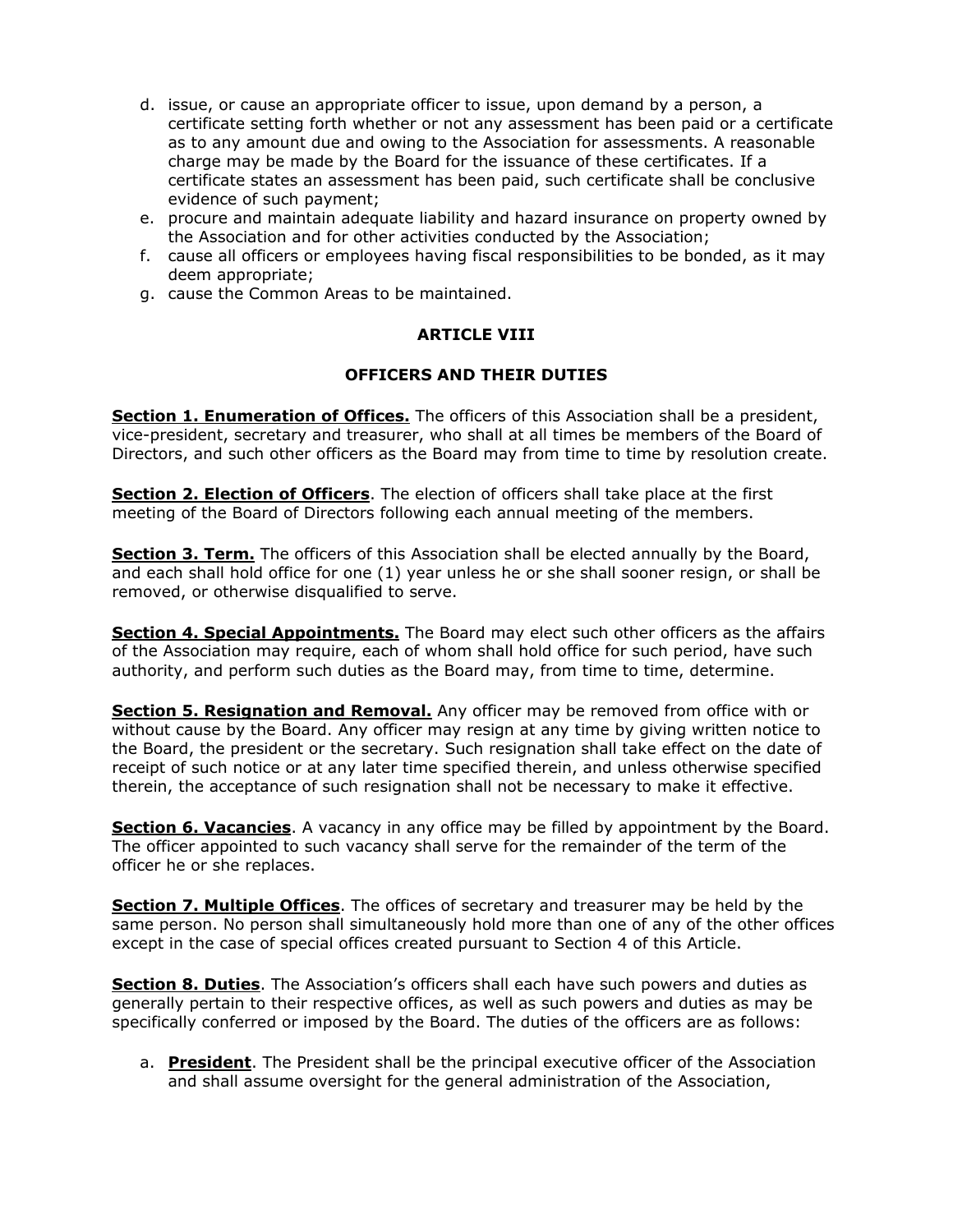d. issue, or cause an appropriate officer to issue, upon demand by a person, a certificate setting forth whether or not any assessment has been paid or a certificate as to any amount due and owing to the Association for assessments. A reasonable charge may be made by the Board for the issuance of these certificates. If a certificate states an assessment has been paid, such certificate shall be conclusive evidence of such payment;
e. procure and maintain adequate liability and hazard insurance on property owned by the Association and for other activities conducted by the Association;
f. cause all officers or employees having fiscal responsibilities to be bonded, as it may deem appropriate;
g. cause the Common Areas to be maintained.

## ARTICLE VIII

## OFFICERS AND THEIR DUTIES

**Section 1. Enumeration of Offices.** The officers of this Association shall be a president, vice-president, secretary and treasurer, who shall at all times be members of the Board of Directors, and such other officers as the Board may from time to time by resolution create.

**Section 2. Election of Officers**. The election of officers shall take place at the first meeting of the Board of Directors following each annual meeting of the members.

**Section 3. Term.** The officers of this Association shall be elected annually by the Board, and each shall hold office for one (1) year unless he or she shall sooner resign, or shall be removed, or otherwise disqualified to serve.

**Section 4. Special Appointments.** The Board may elect such other officers as the affairs of the Association may require, each of whom shall hold office for such period, have such authority, and perform such duties as the Board may, from time to time, determine.

**Section 5. Resignation and Removal.** Any officer may be removed from office with or without cause by the Board. Any officer may resign at any time by giving written notice to the Board, the president or the secretary. Such resignation shall take effect on the date of receipt of such notice or at any later time specified therein, and unless otherwise specified therein, the acceptance of such resignation shall not be necessary to make it effective.

**Section 6. Vacancies**. A vacancy in any office may be filled by appointment by the Board. The officer appointed to such vacancy shall serve for the remainder of the term of the officer he or she replaces.

**Section 7. Multiple Offices**. The offices of secretary and treasurer may be held by the same person. No person shall simultaneously hold more than one of any of the other offices except in the case of special offices created pursuant to Section 4 of this Article.

**Section 8. Duties**. The Association's officers shall each have such powers and duties as generally pertain to their respective offices, as well as such powers and duties as may be specifically conferred or imposed by the Board. The duties of the officers are as follows:

a. **President**. The President shall be the principal executive officer of the Association and shall assume oversight for the general administration of the Association,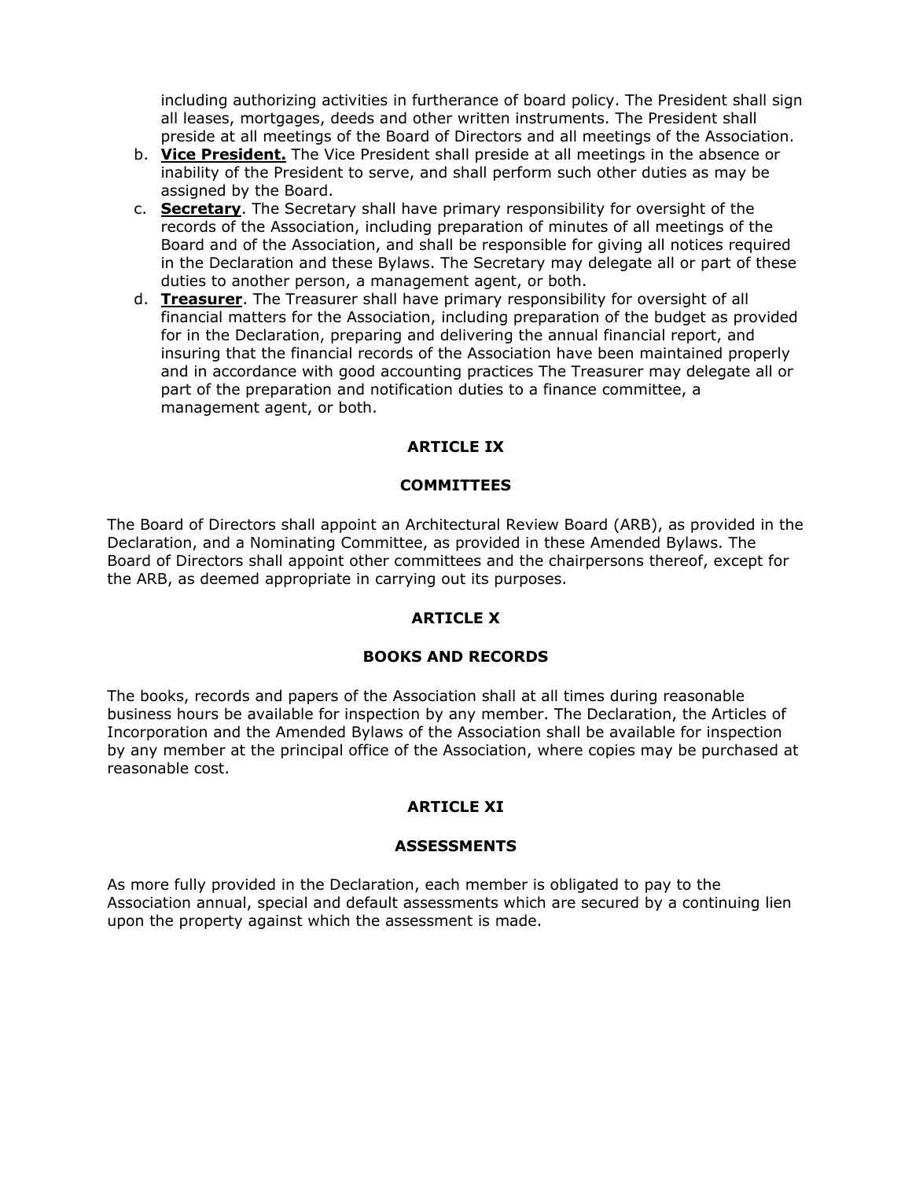including authorizing activities in furtherance of board policy. The President shall sign all leases, mortgages, deeds and other written instruments. The President shall preside at all meetings of the Board of Directors and all meetings of the Association.

b. **Vice President.** The Vice President shall preside at all meetings in the absence or inability of the President to serve, and shall perform such other duties as may be assigned by the Board.
c. **Secretary**. The Secretary shall have primary responsibility for oversight of the records of the Association, including preparation of minutes of all meetings of the Board and of the Association, and shall be responsible for giving all notices required in the Declaration and these Bylaws. The Secretary may delegate all or part of these duties to another person, a management agent, or both.
d. **Treasurer**. The Treasurer shall have primary responsibility for oversight of all financial matters for the Association, including preparation of the budget as provided for in the Declaration, preparing and delivering the annual financial report, and insuring that the financial records of the Association have been maintained properly and in accordance with good accounting practices The Treasurer may delegate all or part of the preparation and notification duties to a finance committee, a management agent, or both.

## ARTICLE IX

## COMMITTEES

The Board of Directors shall appoint an Architectural Review Board (ARB), as provided in the Declaration, and a Nominating Committee, as provided in these Amended Bylaws. The Board of Directors shall appoint other committees and the chairpersons thereof, except for the ARB, as deemed appropriate in carrying out its purposes.

## ARTICLE X

## BOOKS AND RECORDS

The books, records and papers of the Association shall at all times during reasonable business hours be available for inspection by any member. The Declaration, the Articles of Incorporation and the Amended Bylaws of the Association shall be available for inspection by any member at the principal office of the Association, where copies may be purchased at reasonable cost.

## ARTICLE XI

## ASSESSMENTS

As more fully provided in the Declaration, each member is obligated to pay to the Association annual, special and default assessments which are secured by a continuing lien upon the property against which the assessment is made.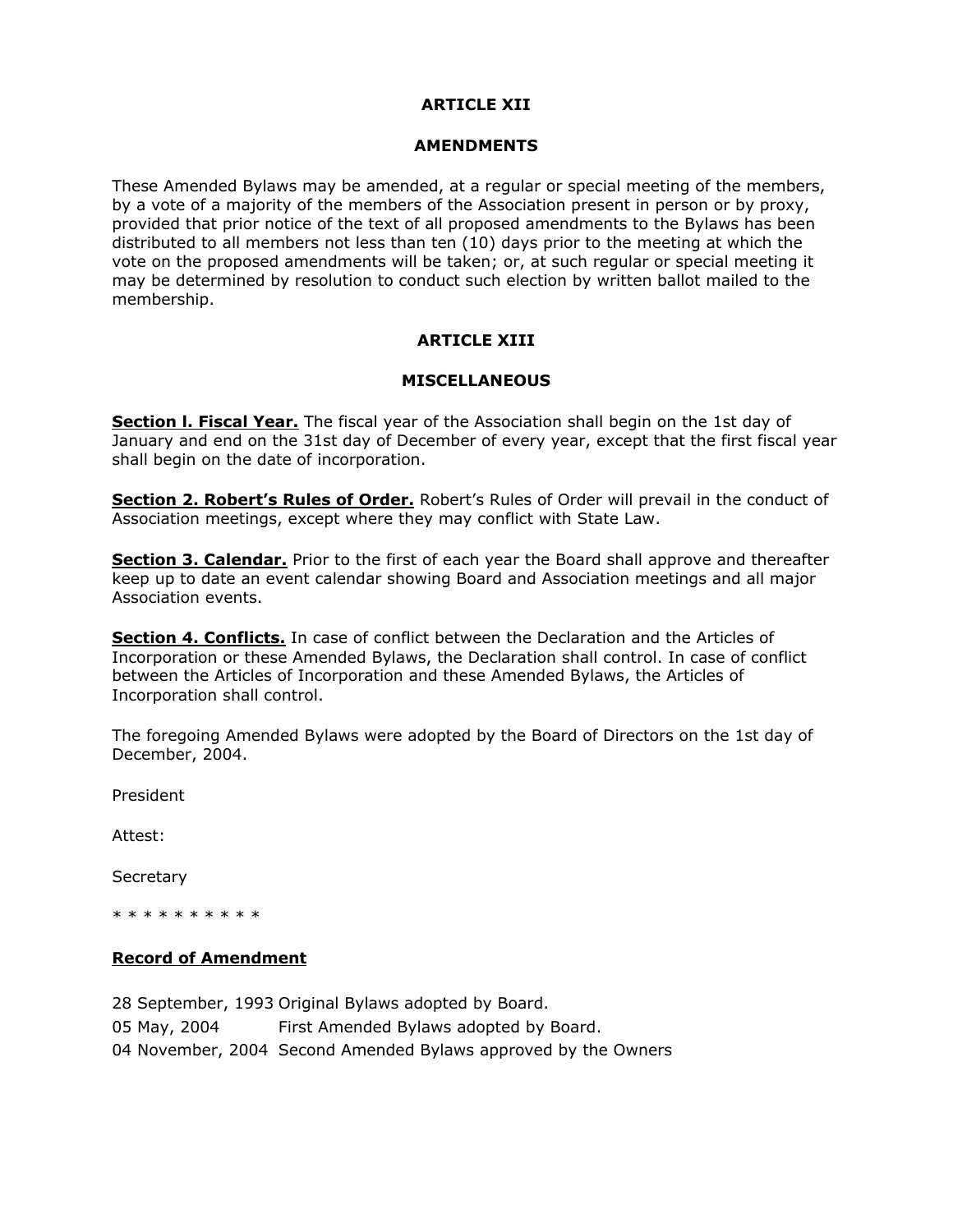## ARTICLE XII

## AMENDMENTS

These Amended Bylaws may be amended, at a regular or special meeting of the members, by a vote of a majority of the members of the Association present in person or by proxy, provided that prior notice of the text of all proposed amendments to the Bylaws has been distributed to all members not less than ten (10) days prior to the meeting at which the vote on the proposed amendments will be taken; or, at such regular or special meeting it may be determined by resolution to conduct such election by written ballot mailed to the membership.

## ARTICLE XIII

## MISCELLANEOUS

**Section l. Fiscal Year.** The fiscal year of the Association shall begin on the 1st day of January and end on the 31st day of December of every year, except that the first fiscal year shall begin on the date of incorporation.

**Section 2. Robert's Rules of Order.** Robert's Rules of Order will prevail in the conduct of Association meetings, except where they may conflict with State Law.

**Section 3. Calendar.** Prior to the first of each year the Board shall approve and thereafter keep up to date an event calendar showing Board and Association meetings and all major Association events.

**Section 4. Conflicts.** In case of conflict between the Declaration and the Articles of Incorporation or these Amended Bylaws, the Declaration shall control. In case of conflict between the Articles of Incorporation and these Amended Bylaws, the Articles of Incorporation shall control.

The foregoing Amended Bylaws were adopted by the Board of Directors on the 1st day of December, 2004.

President

Attest:

Secretary

* * * * * * * * * *

**Record of Amendment**

| | |
|---|---|
| 28 September, 1993 | Original Bylaws adopted by Board. |
| 05 May, 2004 | First Amended Bylaws adopted by Board. |
| 04 November, 2004 | Second Amended Bylaws approved by the Owners |